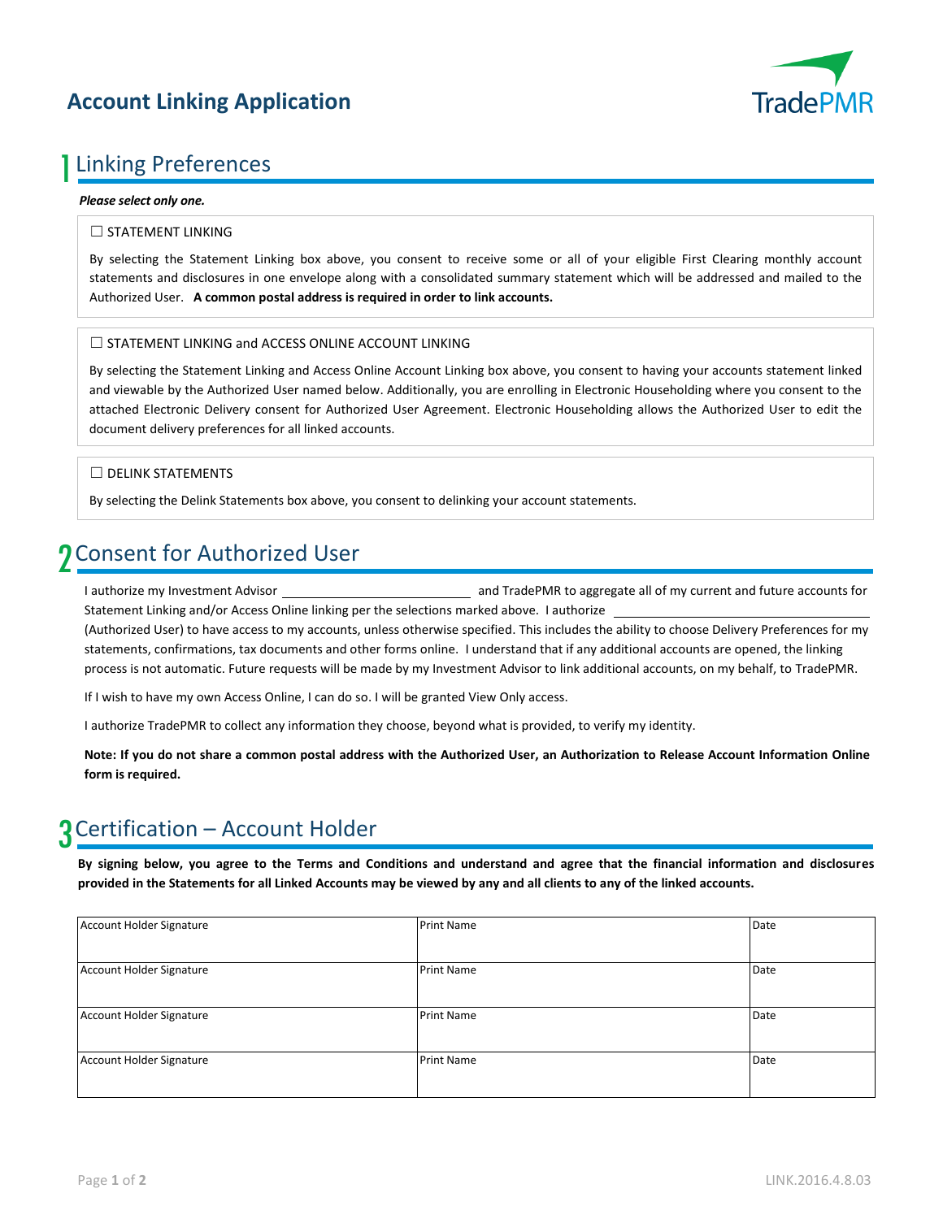# Account Linking Application

TradePMR

## 1 Linking Preferences

***Please select only one.***

☐ STATEMENT LINKING

By selecting the Statement Linking box above, you consent to receive some or all of your eligible First Clearing monthly account statements and disclosures in one envelope along with a consolidated summary statement which will be addressed and mailed to the Authorized User. **A common postal address is required in order to link accounts.**

☐ STATEMENT LINKING and ACCESS ONLINE ACCOUNT LINKING

By selecting the Statement Linking and Access Online Account Linking box above, you consent to having your accounts statement linked and viewable by the Authorized User named below. Additionally, you are enrolling in Electronic Householding where you consent to the attached Electronic Delivery consent for Authorized User Agreement. Electronic Householding allows the Authorized User to edit the document delivery preferences for all linked accounts.

☐ DELINK STATEMENTS

By selecting the Delink Statements box above, you consent to delinking your account statements.

## 2 Consent for Authorized User

I authorize my Investment Advisor ______________________ and TradePMR to aggregate all of my current and future accounts for Statement Linking and/or Access Online linking per the selections marked above. I authorize ______________________ (Authorized User) to have access to my accounts, unless otherwise specified. This includes the ability to choose Delivery Preferences for my statements, confirmations, tax documents and other forms online. I understand that if any additional accounts are opened, the linking process is not automatic. Future requests will be made by my Investment Advisor to link additional accounts, on my behalf, to TradePMR.

If I wish to have my own Access Online, I can do so. I will be granted View Only access.

I authorize TradePMR to collect any information they choose, beyond what is provided, to verify my identity.

**Note: If you do not share a common postal address with the Authorized User, an Authorization to Release Account Information Online form is required.**

## 3 Certification – Account Holder

**By signing below, you agree to the Terms and Conditions and understand and agree that the financial information and disclosures provided in the Statements for all Linked Accounts may be viewed by any and all clients to any of the linked accounts.**

| Account Holder Signature | Print Name | Date |
|---|---|---|
| Account Holder Signature | Print Name | Date |
| Account Holder Signature | Print Name | Date |
| Account Holder Signature | Print Name | Date |

LINK.2016.4.8.03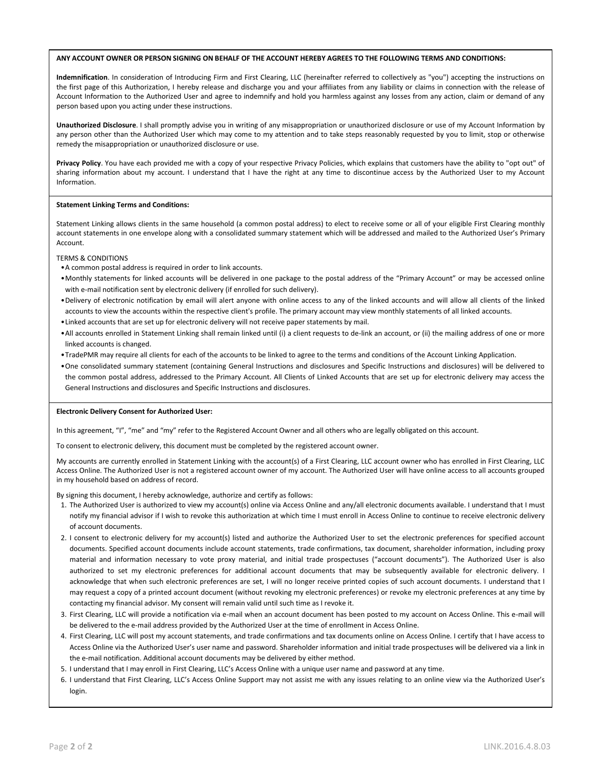**ANY ACCOUNT OWNER OR PERSON SIGNING ON BEHALF OF THE ACCOUNT HEREBY AGREES TO THE FOLLOWING TERMS AND CONDITIONS:**

**Indemnification**. In consideration of Introducing Firm and First Clearing, LLC (hereinafter referred to collectively as "you") accepting the instructions on the first page of this Authorization, I hereby release and discharge you and your affiliates from any liability or claims in connection with the release of Account Information to the Authorized User and agree to indemnify and hold you harmless against any losses from any action, claim or demand of any person based upon you acting under these instructions.

**Unauthorized Disclosure**. I shall promptly advise you in writing of any misappropriation or unauthorized disclosure or use of my Account Information by any person other than the Authorized User which may come to my attention and to take steps reasonably requested by you to limit, stop or otherwise remedy the misappropriation or unauthorized disclosure or use.

**Privacy Policy**. You have each provided me with a copy of your respective Privacy Policies, which explains that customers have the ability to "opt out" of sharing information about my account. I understand that I have the right at any time to discontinue access by the Authorized User to my Account Information.

**Statement Linking Terms and Conditions:**

Statement Linking allows clients in the same household (a common postal address) to elect to receive some or all of your eligible First Clearing monthly account statements in one envelope along with a consolidated summary statement which will be addressed and mailed to the Authorized User's Primary Account.

TERMS & CONDITIONS

- A common postal address is required in order to link accounts.
- Monthly statements for linked accounts will be delivered in one package to the postal address of the "Primary Account" or may be accessed online with e-mail notification sent by electronic delivery (if enrolled for such delivery).
- Delivery of electronic notification by email will alert anyone with online access to any of the linked accounts and will allow all clients of the linked accounts to view the accounts within the respective client's profile. The primary account may view monthly statements of all linked accounts.
- Linked accounts that are set up for electronic delivery will not receive paper statements by mail.
- All accounts enrolled in Statement Linking shall remain linked until (i) a client requests to de-link an account, or (ii) the mailing address of one or more linked accounts is changed.
- TradePMR may require all clients for each of the accounts to be linked to agree to the terms and conditions of the Account Linking Application.
- One consolidated summary statement (containing General Instructions and disclosures and Specific Instructions and disclosures) will be delivered to the common postal address, addressed to the Primary Account. All Clients of Linked Accounts that are set up for electronic delivery may access the General Instructions and disclosures and Specific Instructions and disclosures.

**Electronic Delivery Consent for Authorized User:**

In this agreement, "I", "me" and "my" refer to the Registered Account Owner and all others who are legally obligated on this account.

To consent to electronic delivery, this document must be completed by the registered account owner.

My accounts are currently enrolled in Statement Linking with the account(s) of a First Clearing, LLC account owner who has enrolled in First Clearing, LLC Access Online. The Authorized User is not a registered account owner of my account. The Authorized User will have online access to all accounts grouped in my household based on address of record.

By signing this document, I hereby acknowledge, authorize and certify as follows:

1. The Authorized User is authorized to view my account(s) online via Access Online and any/all electronic documents available. I understand that I must notify my financial advisor if I wish to revoke this authorization at which time I must enroll in Access Online to continue to receive electronic delivery of account documents.
2. I consent to electronic delivery for my account(s) listed and authorize the Authorized User to set the electronic preferences for specified account documents. Specified account documents include account statements, trade confirmations, tax document, shareholder information, including proxy material and information necessary to vote proxy material, and initial trade prospectuses ("account documents"). The Authorized User is also authorized to set my electronic preferences for additional account documents that may be subsequently available for electronic delivery. I acknowledge that when such electronic preferences are set, I will no longer receive printed copies of such account documents. I understand that I may request a copy of a printed account document (without revoking my electronic preferences) or revoke my electronic preferences at any time by contacting my financial advisor. My consent will remain valid until such time as I revoke it.
3. First Clearing, LLC will provide a notification via e-mail when an account document has been posted to my account on Access Online. This e-mail will be delivered to the e-mail address provided by the Authorized User at the time of enrollment in Access Online.
4. First Clearing, LLC will post my account statements, and trade confirmations and tax documents online on Access Online. I certify that I have access to Access Online via the Authorized User's user name and password. Shareholder information and initial trade prospectuses will be delivered via a link in the e-mail notification. Additional account documents may be delivered by either method.
5. I understand that I may enroll in First Clearing, LLC's Access Online with a unique user name and password at any time.
6. I understand that First Clearing, LLC's Access Online Support may not assist me with any issues relating to an online view via the Authorized User's login.

LINK.2016.4.8.03